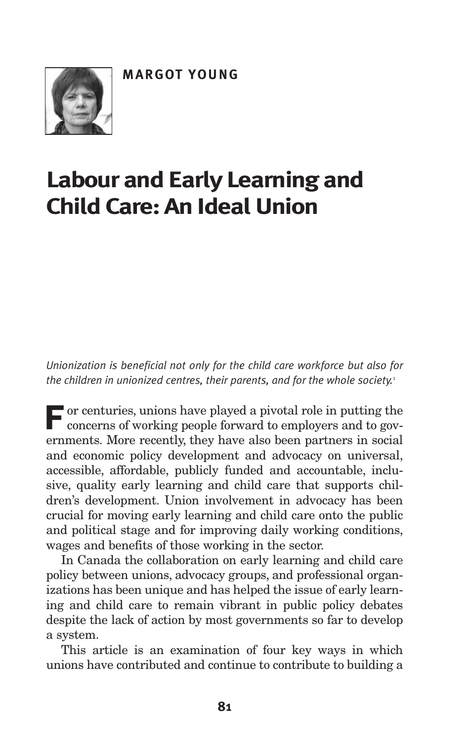MARGOT YOUNG

# Labour and Early Learning and Child Care: An Ideal Union

*Unionization is beneficial not only for the child care workforce but also for the children in unionized centres, their parents, and for the whole society.*[1]

For centuries, unions have played a pivotal role in putting the concerns of working people forward to employers and to governments. More recently, they have also been partners in social and economic policy development and advocacy on universal, accessible, affordable, publicly funded and accountable, inclusive, quality early learning and child care that supports children's development. Union involvement in advocacy has been crucial for moving early learning and child care onto the public and political stage and for improving daily working conditions, wages and benefits of those working in the sector.

In Canada the collaboration on early learning and child care policy between unions, advocacy groups, and professional organizations has been unique and has helped the issue of early learning and child care to remain vibrant in public policy debates despite the lack of action by most governments so far to develop a system.

This article is an examination of four key ways in which unions have contributed and continue to contribute to building a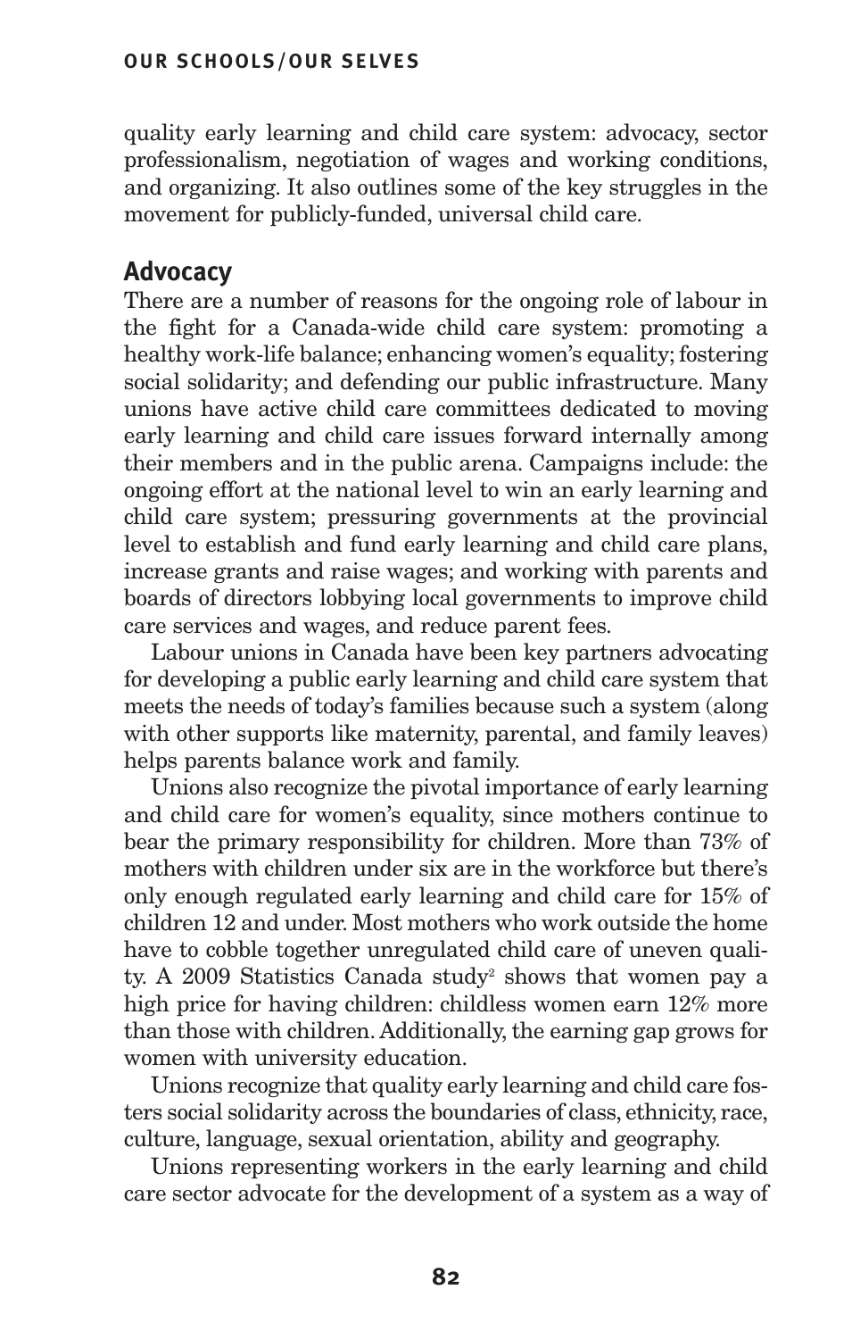quality early learning and child care system: advocacy, sector professionalism, negotiation of wages and working conditions, and organizing. It also outlines some of the key struggles in the movement for publicly-funded, universal child care.

## Advocacy

There are a number of reasons for the ongoing role of labour in the fight for a Canada-wide child care system: promoting a healthy work-life balance; enhancing women's equality; fostering social solidarity; and defending our public infrastructure. Many unions have active child care committees dedicated to moving early learning and child care issues forward internally among their members and in the public arena. Campaigns include: the ongoing effort at the national level to win an early learning and child care system; pressuring governments at the provincial level to establish and fund early learning and child care plans, increase grants and raise wages; and working with parents and boards of directors lobbying local governments to improve child care services and wages, and reduce parent fees.

Labour unions in Canada have been key partners advocating for developing a public early learning and child care system that meets the needs of today's families because such a system (along with other supports like maternity, parental, and family leaves) helps parents balance work and family.

Unions also recognize the pivotal importance of early learning and child care for women's equality, since mothers continue to bear the primary responsibility for children. More than 73% of mothers with children under six are in the workforce but there's only enough regulated early learning and child care for 15% of children 12 and under. Most mothers who work outside the home have to cobble together unregulated child care of uneven quality. A 2009 Statistics Canada study[2] shows that women pay a high price for having children: childless women earn 12% more than those with children. Additionally, the earning gap grows for women with university education.

Unions recognize that quality early learning and child care fosters social solidarity across the boundaries of class, ethnicity, race, culture, language, sexual orientation, ability and geography.

Unions representing workers in the early learning and child care sector advocate for the development of a system as a way of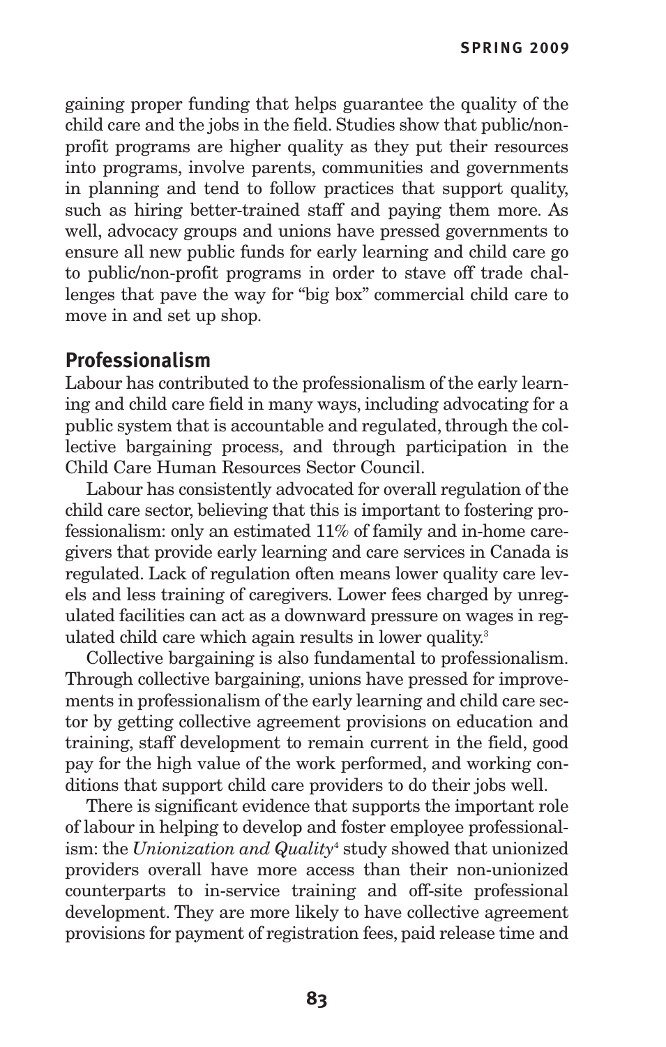gaining proper funding that helps guarantee the quality of the child care and the jobs in the field. Studies show that public/non-profit programs are higher quality as they put their resources into programs, involve parents, communities and governments in planning and tend to follow practices that support quality, such as hiring better-trained staff and paying them more. As well, advocacy groups and unions have pressed governments to ensure all new public funds for early learning and child care go to public/non-profit programs in order to stave off trade challenges that pave the way for "big box" commercial child care to move in and set up shop.

## Professionalism

Labour has contributed to the professionalism of the early learning and child care field in many ways, including advocating for a public system that is accountable and regulated, through the collective bargaining process, and through participation in the Child Care Human Resources Sector Council.

Labour has consistently advocated for overall regulation of the child care sector, believing that this is important to fostering professionalism: only an estimated 11% of family and in-home caregivers that provide early learning and care services in Canada is regulated. Lack of regulation often means lower quality care levels and less training of caregivers. Lower fees charged by unregulated facilities can act as a downward pressure on wages in regulated child care which again results in lower quality.[3]

Collective bargaining is also fundamental to professionalism. Through collective bargaining, unions have pressed for improvements in professionalism of the early learning and child care sector by getting collective agreement provisions on education and training, staff development to remain current in the field, good pay for the high value of the work performed, and working conditions that support child care providers to do their jobs well.

There is significant evidence that supports the important role of labour in helping to develop and foster employee professionalism: the *Unionization and Quality*[4] study showed that unionized providers overall have more access than their non-unionized counterparts to in-service training and off-site professional development. They are more likely to have collective agreement provisions for payment of registration fees, paid release time and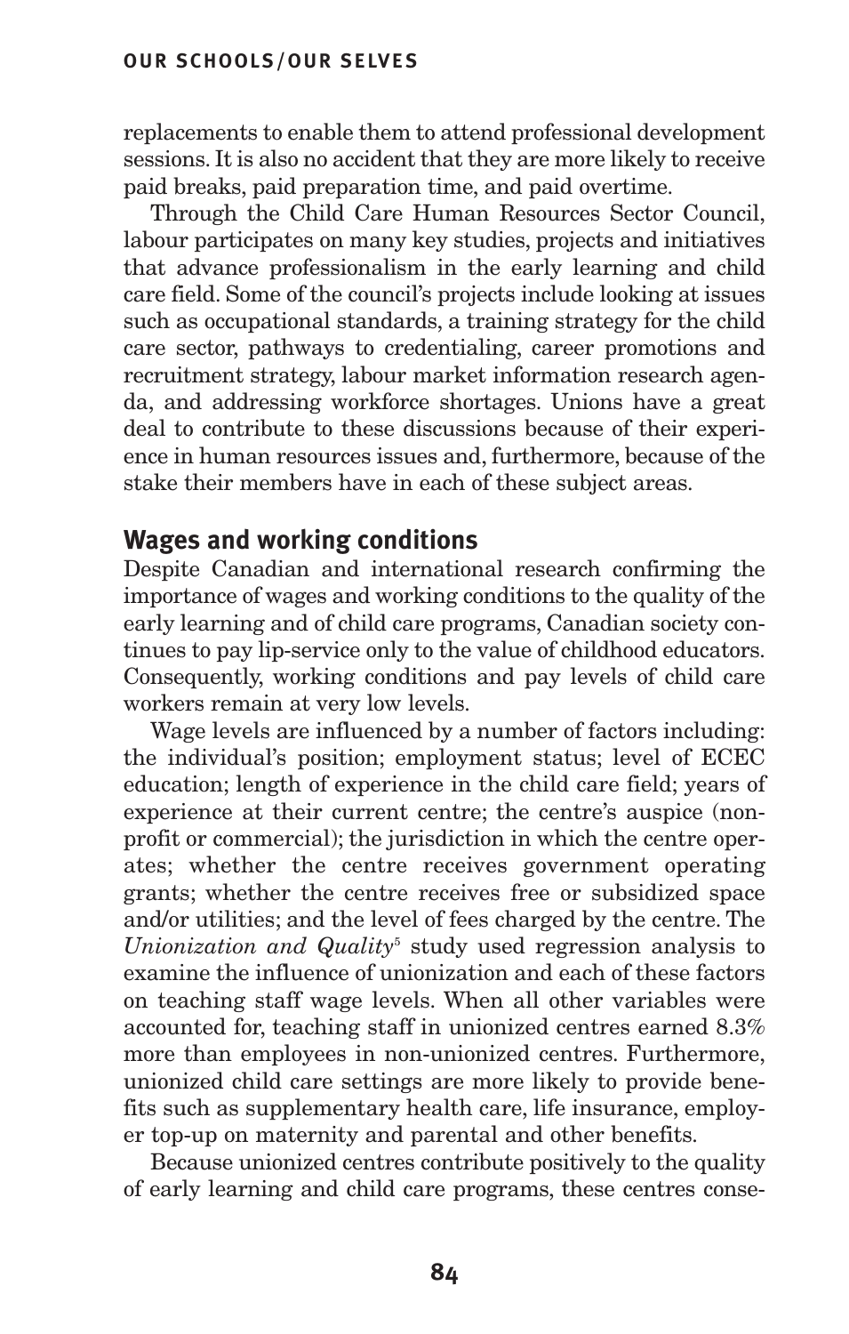replacements to enable them to attend professional development sessions. It is also no accident that they are more likely to receive paid breaks, paid preparation time, and paid overtime.

Through the Child Care Human Resources Sector Council, labour participates on many key studies, projects and initiatives that advance professionalism in the early learning and child care field. Some of the council's projects include looking at issues such as occupational standards, a training strategy for the child care sector, pathways to credentialing, career promotions and recruitment strategy, labour market information research agenda, and addressing workforce shortages. Unions have a great deal to contribute to these discussions because of their experience in human resources issues and, furthermore, because of the stake their members have in each of these subject areas.

## Wages and working conditions

Despite Canadian and international research confirming the importance of wages and working conditions to the quality of the early learning and of child care programs, Canadian society continues to pay lip-service only to the value of childhood educators. Consequently, working conditions and pay levels of child care workers remain at very low levels.

Wage levels are influenced by a number of factors including: the individual's position; employment status; level of ECEC education; length of experience in the child care field; years of experience at their current centre; the centre's auspice (non-profit or commercial); the jurisdiction in which the centre operates; whether the centre receives government operating grants; whether the centre receives free or subsidized space and/or utilities; and the level of fees charged by the centre. The *Unionization and Quality*[5] study used regression analysis to examine the influence of unionization and each of these factors on teaching staff wage levels. When all other variables were accounted for, teaching staff in unionized centres earned 8.3% more than employees in non-unionized centres. Furthermore, unionized child care settings are more likely to provide benefits such as supplementary health care, life insurance, employer top-up on maternity and parental and other benefits.

Because unionized centres contribute positively to the quality of early learning and child care programs, these centres conse-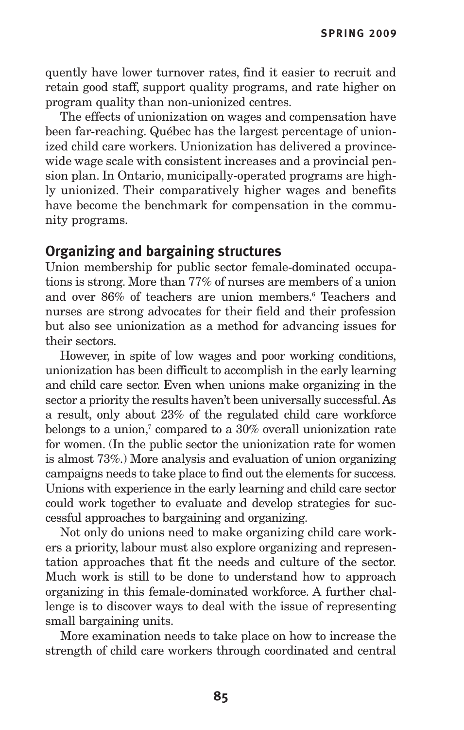quently have lower turnover rates, find it easier to recruit and retain good staff, support quality programs, and rate higher on program quality than non-unionized centres.

The effects of unionization on wages and compensation have been far-reaching. Québec has the largest percentage of unionized child care workers. Unionization has delivered a province-wide wage scale with consistent increases and a provincial pension plan. In Ontario, municipally-operated programs are highly unionized. Their comparatively higher wages and benefits have become the benchmark for compensation in the community programs.

## Organizing and bargaining structures

Union membership for public sector female-dominated occupations is strong. More than 77% of nurses are members of a union and over 86% of teachers are union members.[6] Teachers and nurses are strong advocates for their field and their profession but also see unionization as a method for advancing issues for their sectors.

However, in spite of low wages and poor working conditions, unionization has been difficult to accomplish in the early learning and child care sector. Even when unions make organizing in the sector a priority the results haven't been universally successful. As a result, only about 23% of the regulated child care workforce belongs to a union,[7] compared to a 30% overall unionization rate for women. (In the public sector the unionization rate for women is almost 73%.) More analysis and evaluation of union organizing campaigns needs to take place to find out the elements for success. Unions with experience in the early learning and child care sector could work together to evaluate and develop strategies for successful approaches to bargaining and organizing.

Not only do unions need to make organizing child care workers a priority, labour must also explore organizing and representation approaches that fit the needs and culture of the sector. Much work is still to be done to understand how to approach organizing in this female-dominated workforce. A further challenge is to discover ways to deal with the issue of representing small bargaining units.

More examination needs to take place on how to increase the strength of child care workers through coordinated and central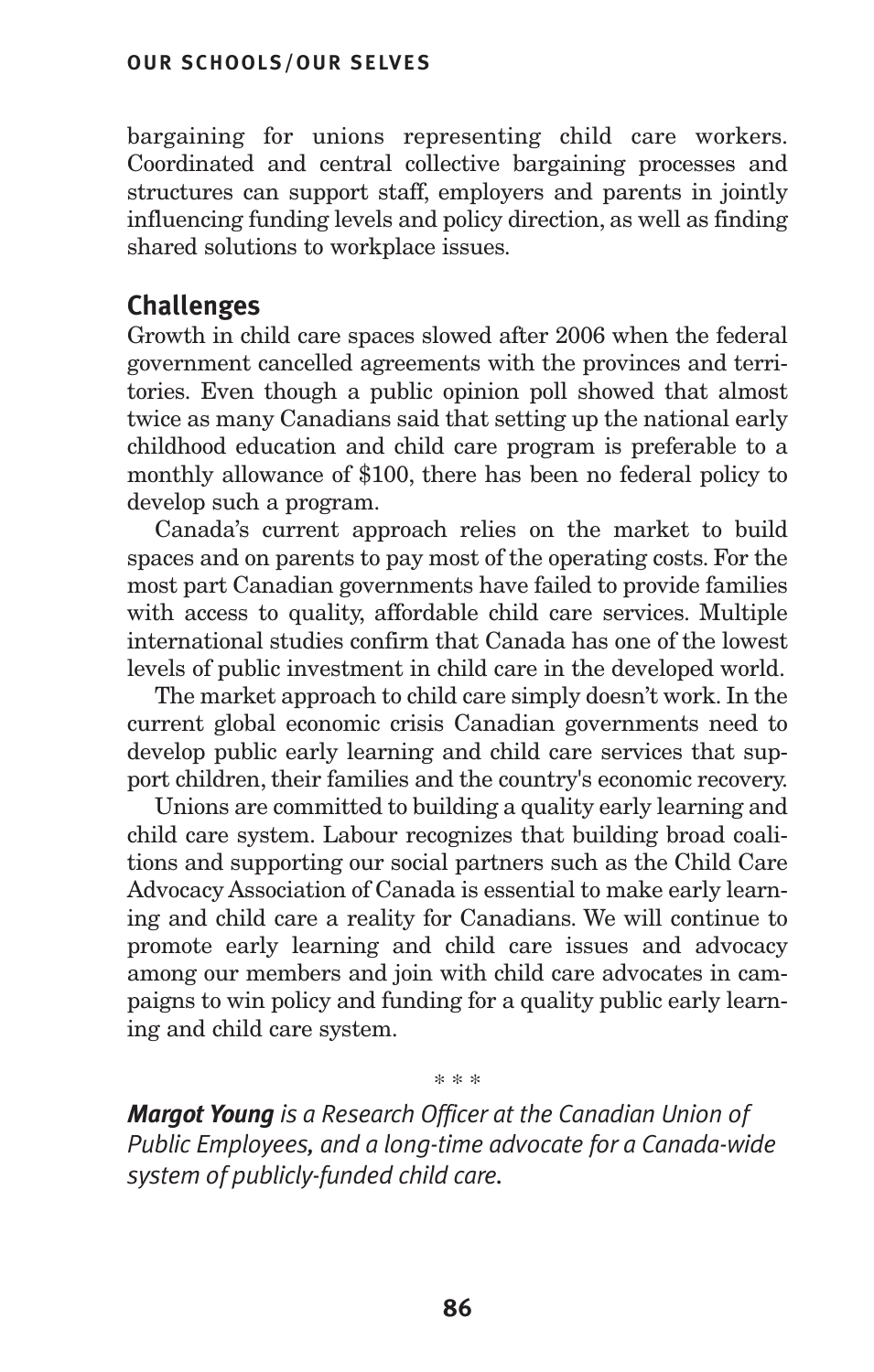bargaining for unions representing child care workers. Coordinated and central collective bargaining processes and structures can support staff, employers and parents in jointly influencing funding levels and policy direction, as well as finding shared solutions to workplace issues.

## Challenges

Growth in child care spaces slowed after 2006 when the federal government cancelled agreements with the provinces and territories. Even though a public opinion poll showed that almost twice as many Canadians said that setting up the national early childhood education and child care program is preferable to a monthly allowance of $100, there has been no federal policy to develop such a program.

Canada's current approach relies on the market to build spaces and on parents to pay most of the operating costs. For the most part Canadian governments have failed to provide families with access to quality, affordable child care services. Multiple international studies confirm that Canada has one of the lowest levels of public investment in child care in the developed world.

The market approach to child care simply doesn't work. In the current global economic crisis Canadian governments need to develop public early learning and child care services that support children, their families and the country's economic recovery.

Unions are committed to building a quality early learning and child care system. Labour recognizes that building broad coalitions and supporting our social partners such as the Child Care Advocacy Association of Canada is essential to make early learning and child care a reality for Canadians. We will continue to promote early learning and child care issues and advocacy among our members and join with child care advocates in campaigns to win policy and funding for a quality public early learning and child care system.

\* \* \*

***Margot Young** is a Research Officer at the Canadian Union of Public Employees, and a long-time advocate for a Canada-wide system of publicly-funded child care.*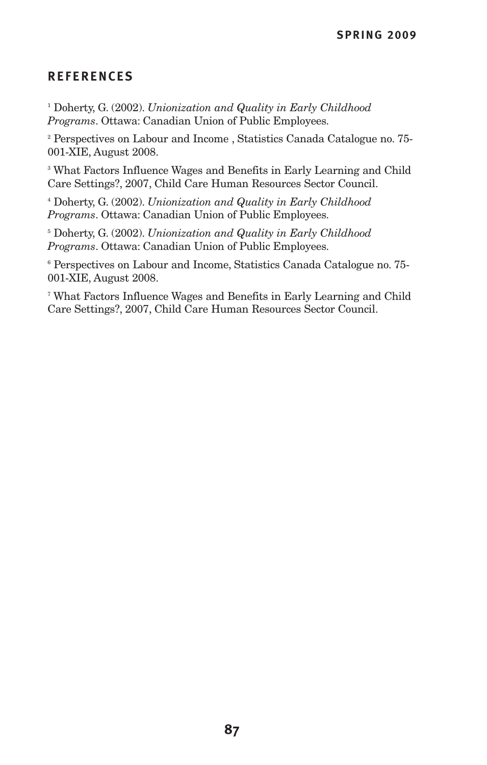## REFERENCES

[1] Doherty, G. (2002). *Unionization and Quality in Early Childhood Programs*. Ottawa: Canadian Union of Public Employees.

[2] Perspectives on Labour and Income , Statistics Canada Catalogue no. 75-001-XIE, August 2008.

[3] What Factors Influence Wages and Benefits in Early Learning and Child Care Settings?, 2007, Child Care Human Resources Sector Council.

[4] Doherty, G. (2002). *Unionization and Quality in Early Childhood Programs*. Ottawa: Canadian Union of Public Employees.

[5] Doherty, G. (2002). *Unionization and Quality in Early Childhood Programs*. Ottawa: Canadian Union of Public Employees.

[6] Perspectives on Labour and Income, Statistics Canada Catalogue no. 75-001-XIE, August 2008.

[7] What Factors Influence Wages and Benefits in Early Learning and Child Care Settings?, 2007, Child Care Human Resources Sector Council.